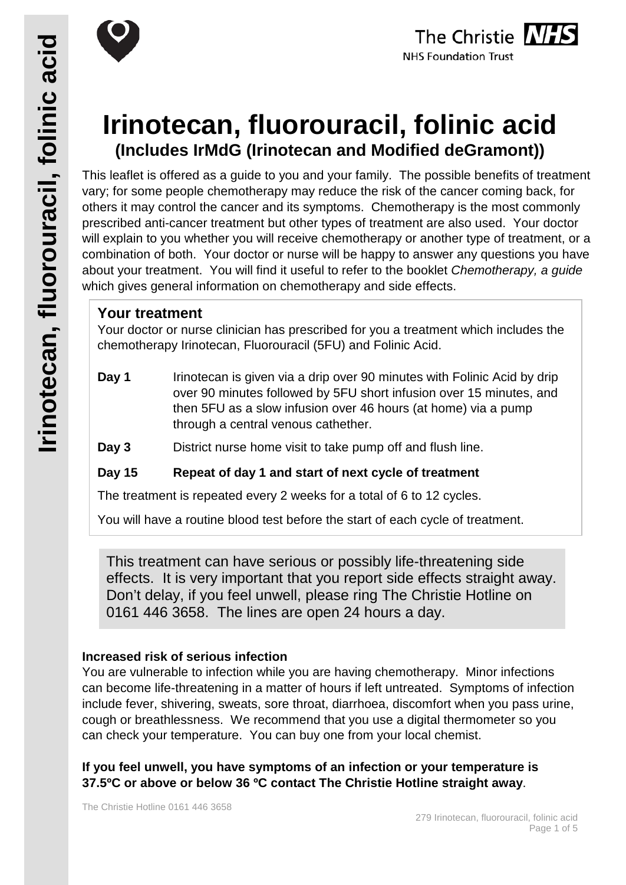# Irinotecan, fluorouracil, folinic acid

## (Includes IrMdG (Irinotecan and Modified deGramont))

This leaflet is offered as a guide to you and your family. The possible benefits of treatment vary; for some people chemotherapy may reduce the risk of the cancer coming back, for others it may control the cancer and its symptoms. Chemotherapy is the most commonly prescribed anti-cancer treatment but other types of treatment are also used. Your doctor will explain to you whether you will receive chemotherapy or another type of treatment, or a combination of both. Your doctor or nurse will be happy to answer any questions you have about your treatment. You will find it useful to refer to the booklet *Chemotherapy, a guide* which gives general information on chemotherapy and side effects.

### Your treatment

Your doctor or nurse clinician has prescribed for you a treatment which includes the chemotherapy Irinotecan, Fluorouracil (5FU) and Folinic Acid.

**Day 1** Irinotecan is given via a drip over 90 minutes with Folinic Acid by drip over 90 minutes followed by 5FU short infusion over 15 minutes, and then 5FU as a slow infusion over 46 hours (at home) via a pump through a central venous cathether.

**Day 3** District nurse home visit to take pump off and flush line.

**Day 15** **Repeat of day 1 and start of next cycle of treatment**

The treatment is repeated every 2 weeks for a total of 6 to 12 cycles.

You will have a routine blood test before the start of each cycle of treatment.

This treatment can have serious or possibly life-threatening side effects. It is very important that you report side effects straight away. Don't delay, if you feel unwell, please ring The Christie Hotline on 0161 446 3658. The lines are open 24 hours a day.

**Increased risk of serious infection**

You are vulnerable to infection while you are having chemotherapy. Minor infections can become life-threatening in a matter of hours if left untreated. Symptoms of infection include fever, shivering, sweats, sore throat, diarrhoea, discomfort when you pass urine, cough or breathlessness. We recommend that you use a digital thermometer so you can check your temperature. You can buy one from your local chemist.

**If you feel unwell, you have symptoms of an infection or your temperature is 37.5ºC or above or below 36 ºC contact The Christie Hotline straight away**.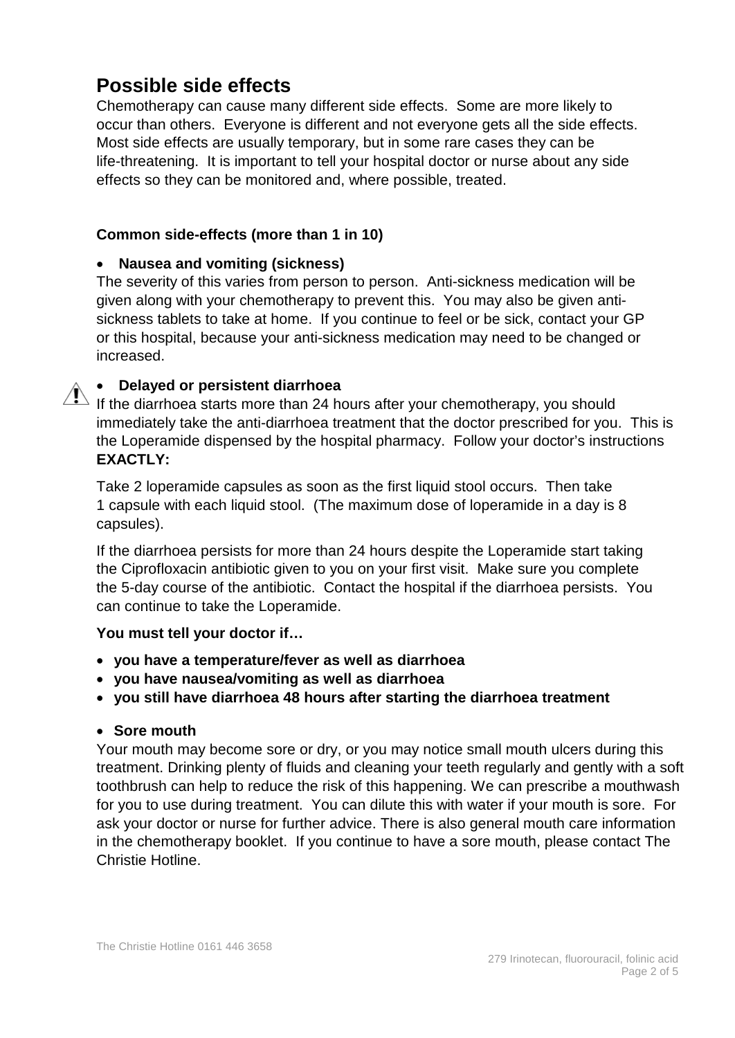## Possible side effects

Chemotherapy can cause many different side effects. Some are more likely to occur than others. Everyone is different and not everyone gets all the side effects. Most side effects are usually temporary, but in some rare cases they can be life-threatening. It is important to tell your hospital doctor or nurse about any side effects so they can be monitored and, where possible, treated.

**Common side-effects (more than 1 in 10)**

- **Nausea and vomiting (sickness)**

The severity of this varies from person to person. Anti-sickness medication will be given along with your chemotherapy to prevent this. You may also be given anti-sickness tablets to take at home. If you continue to feel or be sick, contact your GP or this hospital, because your anti-sickness medication may need to be changed or increased.

- **Delayed or persistent diarrhoea**

If the diarrhoea starts more than 24 hours after your chemotherapy, you should immediately take the anti-diarrhoea treatment that the doctor prescribed for you. This is the Loperamide dispensed by the hospital pharmacy. Follow your doctor's instructions **EXACTLY:**

Take 2 loperamide capsules as soon as the first liquid stool occurs. Then take 1 capsule with each liquid stool. (The maximum dose of loperamide in a day is 8 capsules).

If the diarrhoea persists for more than 24 hours despite the Loperamide start taking the Ciprofloxacin antibiotic given to you on your first visit. Make sure you complete the 5-day course of the antibiotic. Contact the hospital if the diarrhoea persists. You can continue to take the Loperamide.

**You must tell your doctor if…**

- **you have a temperature/fever as well as diarrhoea**
- **you have nausea/vomiting as well as diarrhoea**
- **you still have diarrhoea 48 hours after starting the diarrhoea treatment**

- **Sore mouth**

Your mouth may become sore or dry, or you may notice small mouth ulcers during this treatment. Drinking plenty of fluids and cleaning your teeth regularly and gently with a soft toothbrush can help to reduce the risk of this happening. We can prescribe a mouthwash for you to use during treatment. You can dilute this with water if your mouth is sore. For ask your doctor or nurse for further advice. There is also general mouth care information in the chemotherapy booklet. If you continue to have a sore mouth, please contact The Christie Hotline.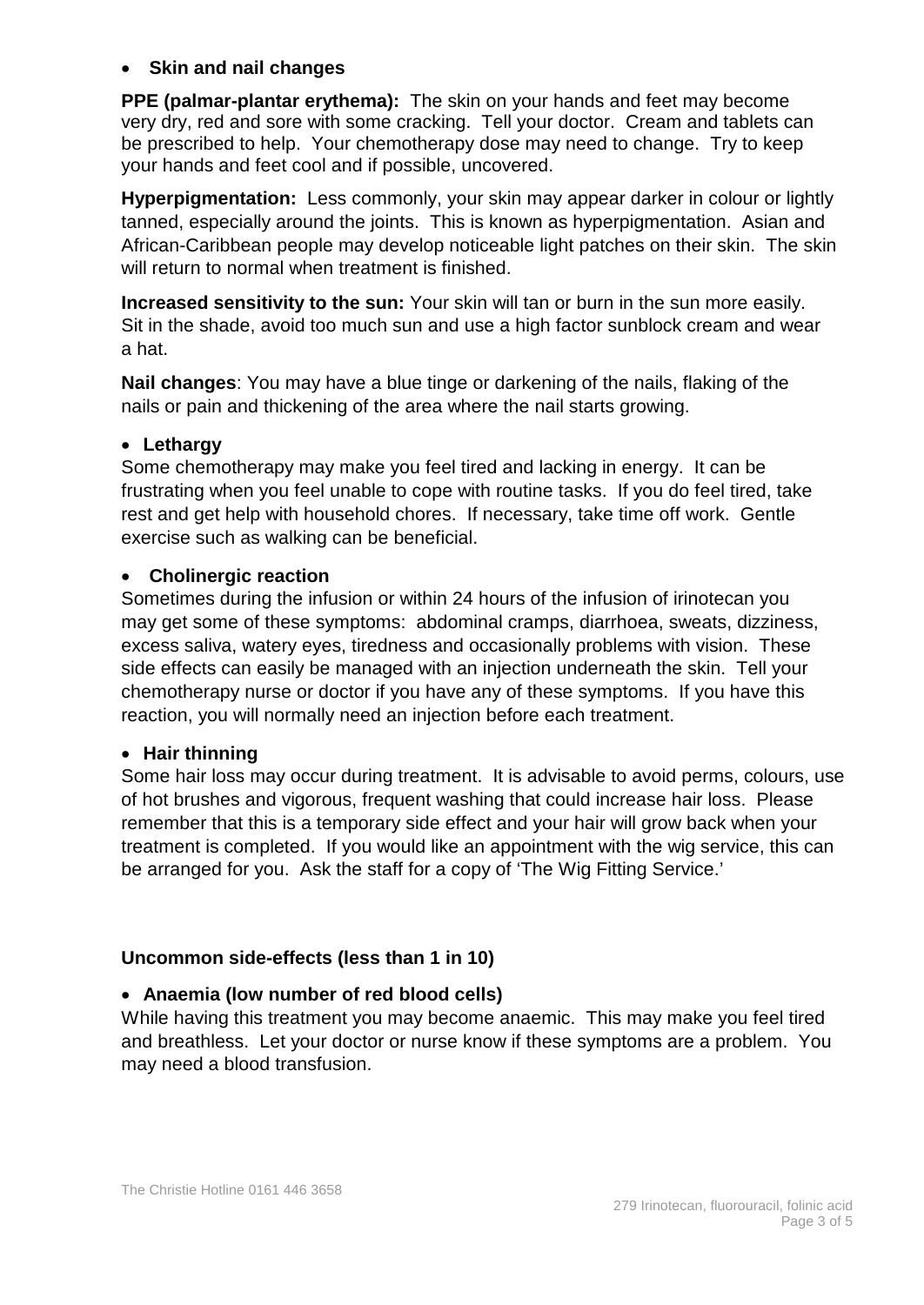- **Skin and nail changes**

**PPE (palmar-plantar erythema):** The skin on your hands and feet may become very dry, red and sore with some cracking. Tell your doctor. Cream and tablets can be prescribed to help. Your chemotherapy dose may need to change. Try to keep your hands and feet cool and if possible, uncovered.

**Hyperpigmentation:** Less commonly, your skin may appear darker in colour or lightly tanned, especially around the joints. This is known as hyperpigmentation. Asian and African-Caribbean people may develop noticeable light patches on their skin. The skin will return to normal when treatment is finished.

**Increased sensitivity to the sun:** Your skin will tan or burn in the sun more easily. Sit in the shade, avoid too much sun and use a high factor sunblock cream and wear a hat.

**Nail changes**: You may have a blue tinge or darkening of the nails, flaking of the nails or pain and thickening of the area where the nail starts growing.

- **Lethargy**

Some chemotherapy may make you feel tired and lacking in energy. It can be frustrating when you feel unable to cope with routine tasks. If you do feel tired, take rest and get help with household chores. If necessary, take time off work. Gentle exercise such as walking can be beneficial.

- **Cholinergic reaction**

Sometimes during the infusion or within 24 hours of the infusion of irinotecan you may get some of these symptoms: abdominal cramps, diarrhoea, sweats, dizziness, excess saliva, watery eyes, tiredness and occasionally problems with vision. These side effects can easily be managed with an injection underneath the skin. Tell your chemotherapy nurse or doctor if you have any of these symptoms. If you have this reaction, you will normally need an injection before each treatment.

- **Hair thinning**

Some hair loss may occur during treatment. It is advisable to avoid perms, colours, use of hot brushes and vigorous, frequent washing that could increase hair loss. Please remember that this is a temporary side effect and your hair will grow back when your treatment is completed. If you would like an appointment with the wig service, this can be arranged for you. Ask the staff for a copy of 'The Wig Fitting Service.'

**Uncommon side-effects (less than 1 in 10)**

- **Anaemia (low number of red blood cells)**

While having this treatment you may become anaemic. This may make you feel tired and breathless. Let your doctor or nurse know if these symptoms are a problem. You may need a blood transfusion.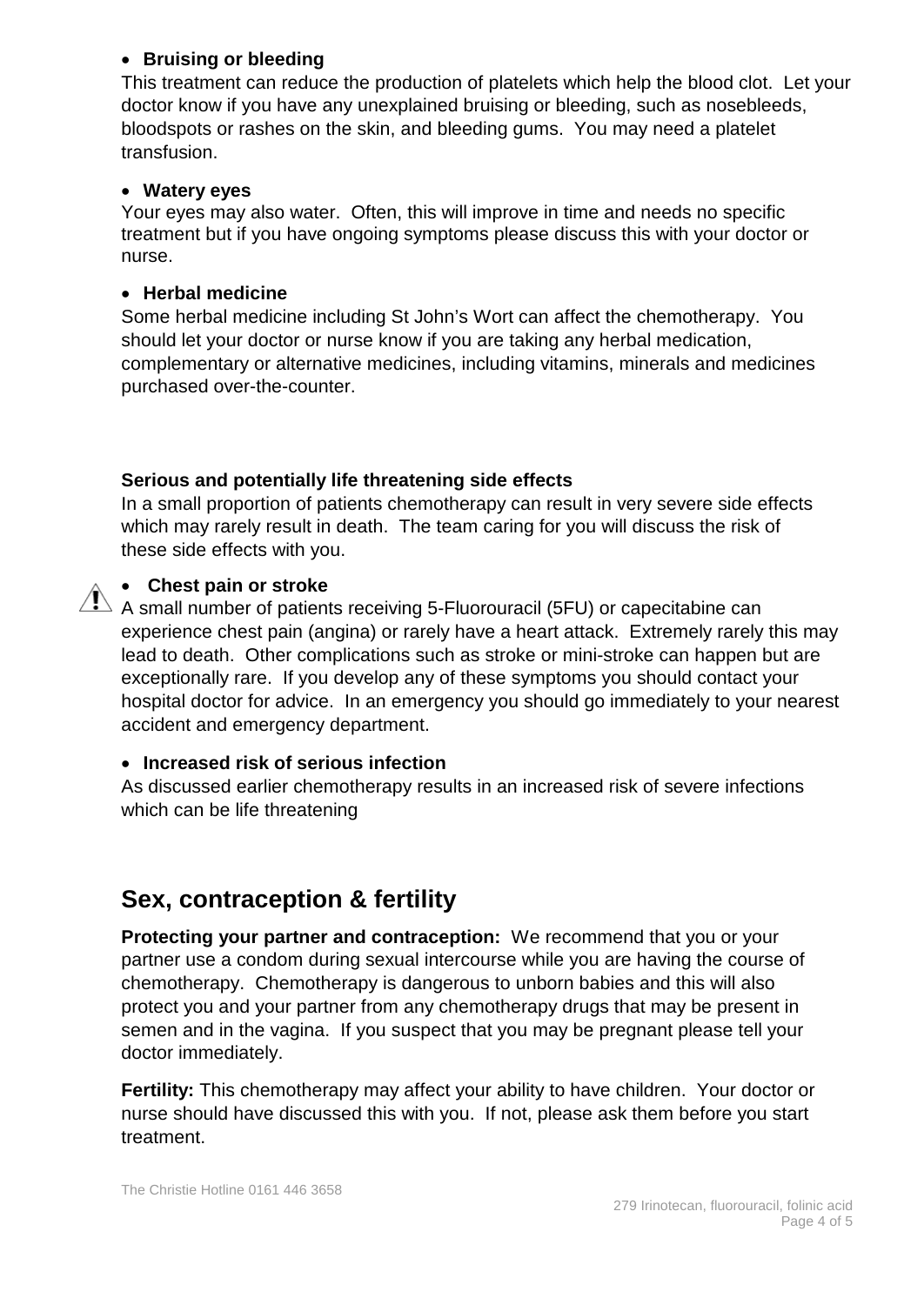- **Bruising or bleeding**

This treatment can reduce the production of platelets which help the blood clot. Let your doctor know if you have any unexplained bruising or bleeding, such as nosebleeds, bloodspots or rashes on the skin, and bleeding gums. You may need a platelet transfusion.

- **Watery eyes**

Your eyes may also water. Often, this will improve in time and needs no specific treatment but if you have ongoing symptoms please discuss this with your doctor or nurse.

- **Herbal medicine**

Some herbal medicine including St John's Wort can affect the chemotherapy. You should let your doctor or nurse know if you are taking any herbal medication, complementary or alternative medicines, including vitamins, minerals and medicines purchased over-the-counter.

**Serious and potentially life threatening side effects**

In a small proportion of patients chemotherapy can result in very severe side effects which may rarely result in death. The team caring for you will discuss the risk of these side effects with you.

- **Chest pain or stroke**

⚠ A small number of patients receiving 5-Fluorouracil (5FU) or capecitabine can experience chest pain (angina) or rarely have a heart attack. Extremely rarely this may lead to death. Other complications such as stroke or mini-stroke can happen but are exceptionally rare. If you develop any of these symptoms you should contact your hospital doctor for advice. In an emergency you should go immediately to your nearest accident and emergency department.

- **Increased risk of serious infection**

As discussed earlier chemotherapy results in an increased risk of severe infections which can be life threatening

## Sex, contraception & fertility

**Protecting your partner and contraception:** We recommend that you or your partner use a condom during sexual intercourse while you are having the course of chemotherapy. Chemotherapy is dangerous to unborn babies and this will also protect you and your partner from any chemotherapy drugs that may be present in semen and in the vagina. If you suspect that you may be pregnant please tell your doctor immediately.

**Fertility:** This chemotherapy may affect your ability to have children. Your doctor or nurse should have discussed this with you. If not, please ask them before you start treatment.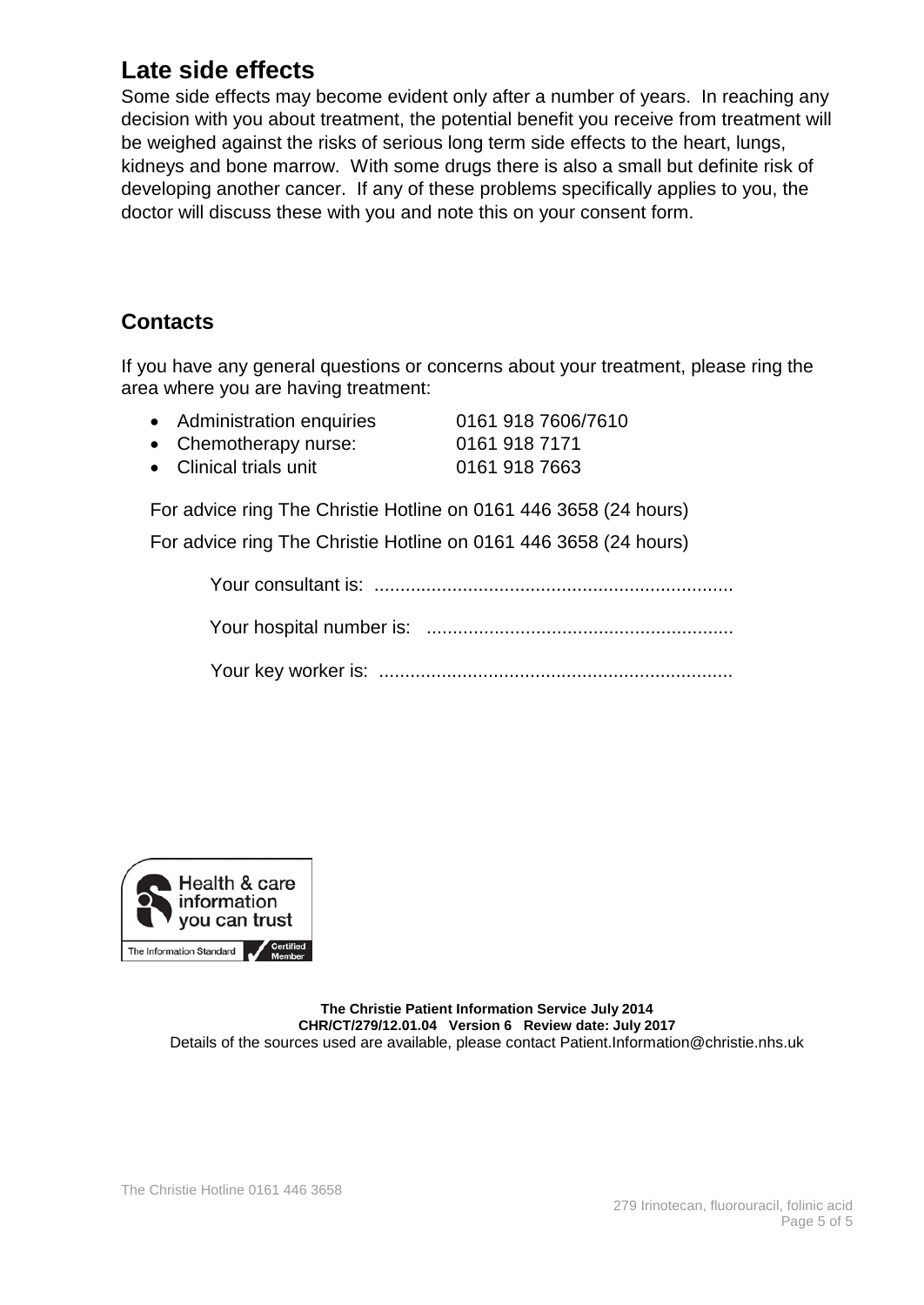## Late side effects

Some side effects may become evident only after a number of years. In reaching any decision with you about treatment, the potential benefit you receive from treatment will be weighed against the risks of serious long term side effects to the heart, lungs, kidneys and bone marrow. With some drugs there is also a small but definite risk of developing another cancer. If any of these problems specifically applies to you, the doctor will discuss these with you and note this on your consent form.

## Contacts

If you have any general questions or concerns about your treatment, please ring the area where you are having treatment:

- Administration enquiries 0161 918 7606/7610
- Chemotherapy nurse: 0161 918 7171
- Clinical trials unit 0161 918 7663

For advice ring The Christie Hotline on 0161 446 3658 (24 hours)

For advice ring The Christie Hotline on 0161 446 3658 (24 hours)

Your consultant is: ....................................................................

Your hospital number is: ..........................................................

Your key worker is: ...................................................................

Health & care information you can trust

The Information Standard Certified Member

**The Christie Patient Information Service July 2014**
**CHR/CT/279/12.01.04 Version 6 Review date: July 2017**
Details of the sources used are available, please contact Patient.Information@christie.nhs.uk